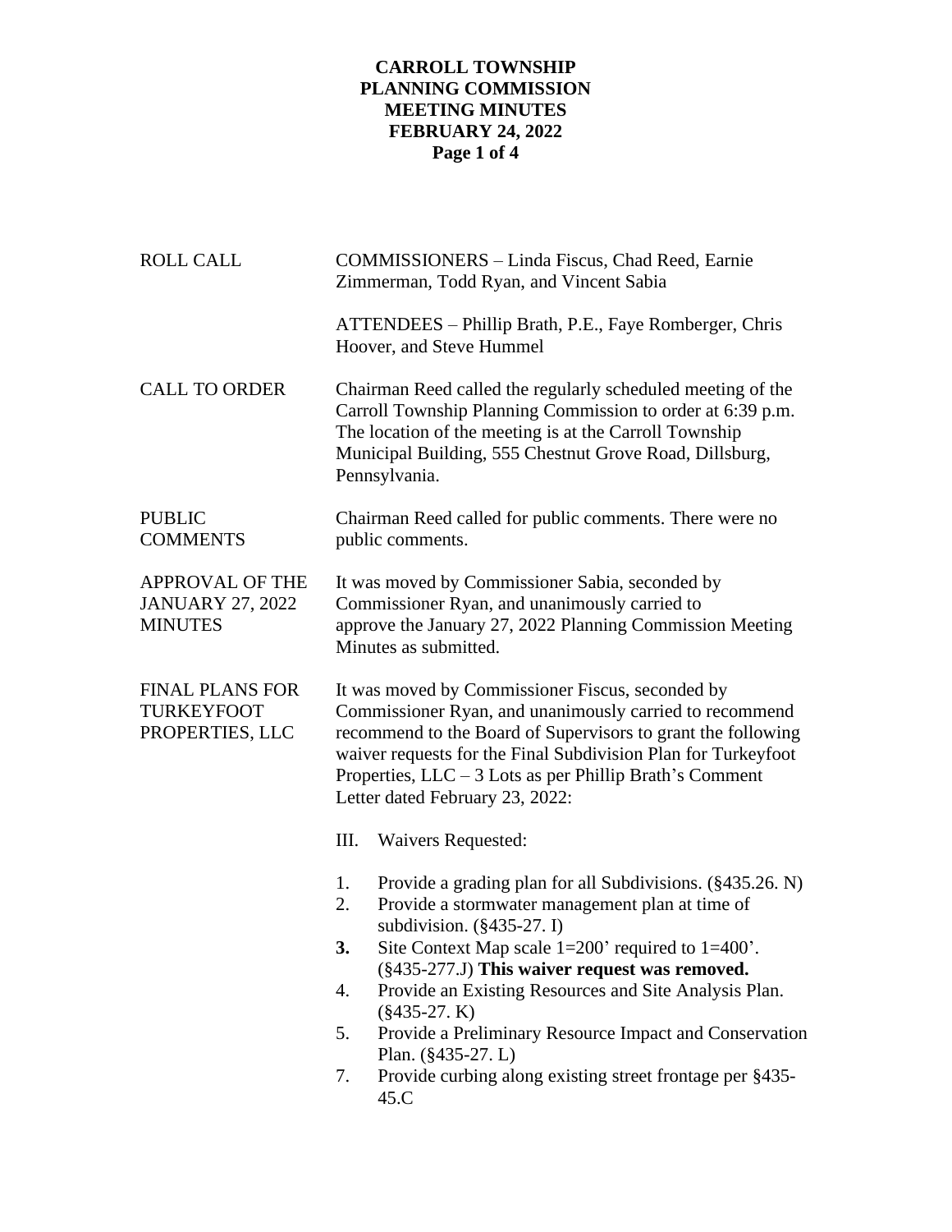# CARROLL TOWNSHIP PLANNING COMMISSION MEETING MINUTES FEBRUARY 24, 2022

**ROLL CALL**

COMMISSIONERS – Linda Fiscus, Chad Reed, Earnie Zimmerman, Todd Ryan, and Vincent Sabia

ATTENDEES – Phillip Brath, P.E., Faye Romberger, Chris Hoover, and Steve Hummel

**CALL TO ORDER**

Chairman Reed called the regularly scheduled meeting of the Carroll Township Planning Commission to order at 6:39 p.m. The location of the meeting is at the Carroll Township Municipal Building, 555 Chestnut Grove Road, Dillsburg, Pennsylvania.

**PUBLIC COMMENTS**

Chairman Reed called for public comments. There were no public comments.

**APPROVAL OF THE JANUARY 27, 2022 MINUTES**

It was moved by Commissioner Sabia, seconded by Commissioner Ryan, and unanimously carried to approve the January 27, 2022 Planning Commission Meeting Minutes as submitted.

**FINAL PLANS FOR TURKEYFOOT PROPERTIES, LLC**

It was moved by Commissioner Fiscus, seconded by Commissioner Ryan, and unanimously carried to recommend recommend to the Board of Supervisors to grant the following waiver requests for the Final Subdivision Plan for Turkeyfoot Properties, LLC – 3 Lots as per Phillip Brath's Comment Letter dated February 23, 2022:

III. Waivers Requested:

1. Provide a grading plan for all Subdivisions. (§435.26. N)
2. Provide a stormwater management plan at time of subdivision. (§435-27. I)
3. Site Context Map scale 1=200' required to 1=400'. (§435-277.J) **This waiver request was removed.**
4. Provide an Existing Resources and Site Analysis Plan. (§435-27. K)
5. Provide a Preliminary Resource Impact and Conservation Plan. (§435-27. L)
7. Provide curbing along existing street frontage per §435-45.C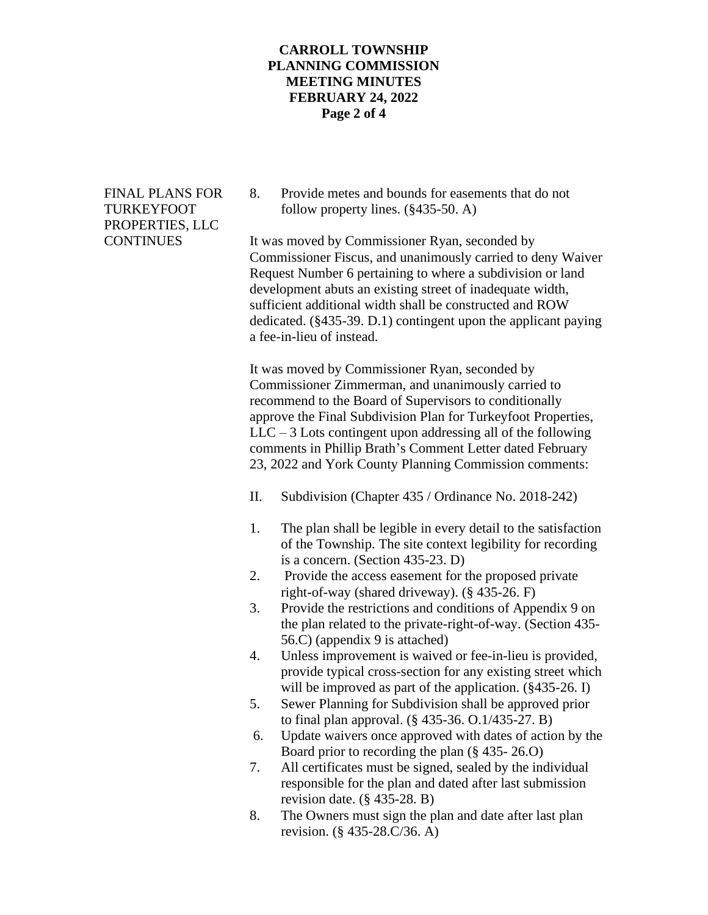FINAL PLANS FOR TURKEYFOOT PROPERTIES, LLC CONTINUES

8. Provide metes and bounds for easements that do not follow property lines. (§435-50. A)

It was moved by Commissioner Ryan, seconded by Commissioner Fiscus, and unanimously carried to deny Waiver Request Number 6 pertaining to where a subdivision or land development abuts an existing street of inadequate width, sufficient additional width shall be constructed and ROW dedicated. (§435-39. D.1) contingent upon the applicant paying a fee-in-lieu of instead.

It was moved by Commissioner Ryan, seconded by Commissioner Zimmerman, and unanimously carried to recommend to the Board of Supervisors to conditionally approve the Final Subdivision Plan for Turkeyfoot Properties, LLC – 3 Lots contingent upon addressing all of the following comments in Phillip Brath's Comment Letter dated February 23, 2022 and York County Planning Commission comments:

II. Subdivision (Chapter 435 / Ordinance No. 2018-242)

1. The plan shall be legible in every detail to the satisfaction of the Township. The site context legibility for recording is a concern. (Section 435-23. D)
2. Provide the access easement for the proposed private right-of-way (shared driveway). (§ 435-26. F)
3. Provide the restrictions and conditions of Appendix 9 on the plan related to the private-right-of-way. (Section 435-56.C) (appendix 9 is attached)
4. Unless improvement is waived or fee-in-lieu is provided, provide typical cross-section for any existing street which will be improved as part of the application. (§435-26. I)
5. Sewer Planning for Subdivision shall be approved prior to final plan approval. (§ 435-36. O.1/435-27. B)
6. Update waivers once approved with dates of action by the Board prior to recording the plan (§ 435- 26.O)
7. All certificates must be signed, sealed by the individual responsible for the plan and dated after last submission revision date. (§ 435-28. B)
8. The Owners must sign the plan and date after last plan revision. (§ 435-28.C/36. A)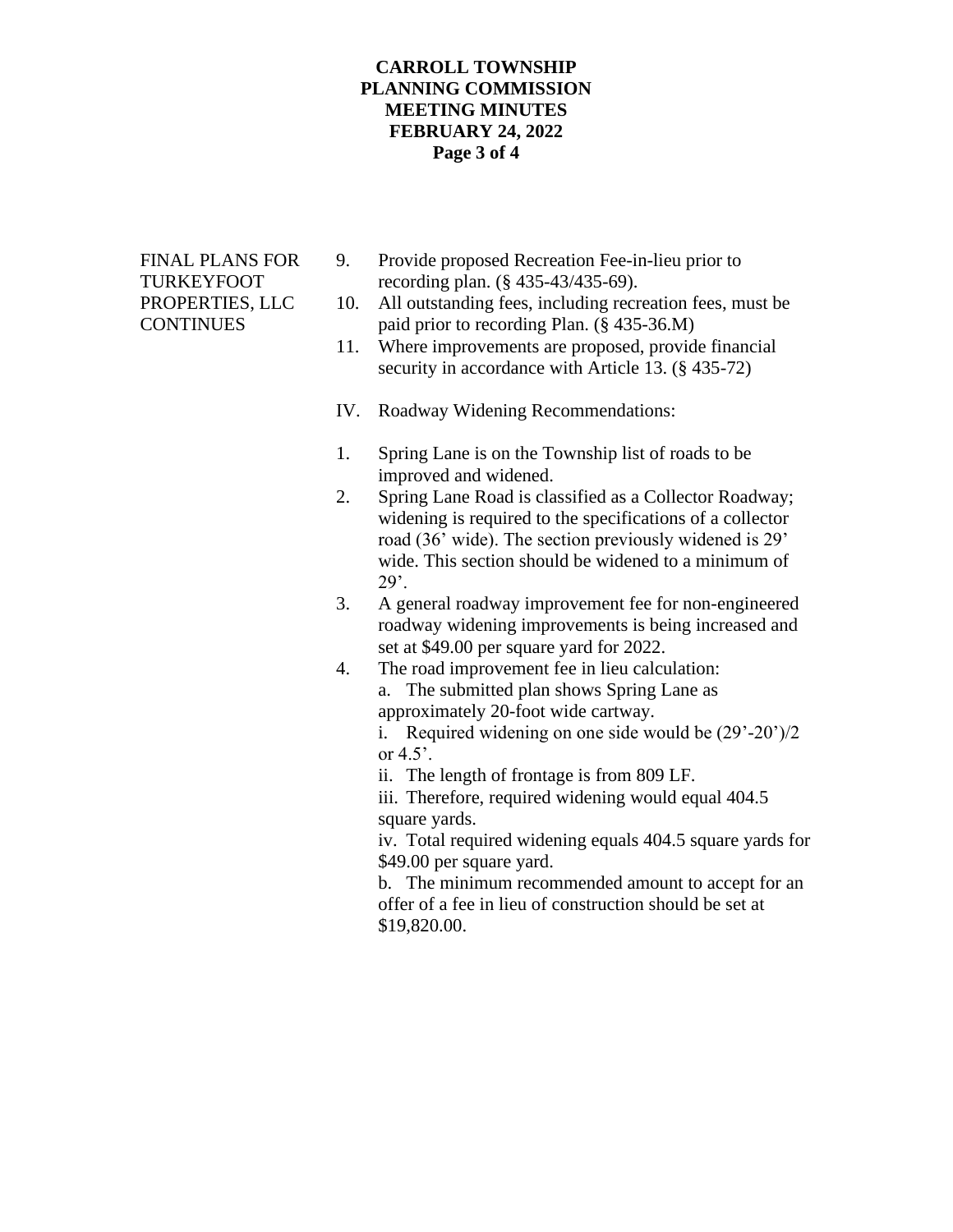FINAL PLANS FOR TURKEYFOOT PROPERTIES, LLC CONTINUES

9. Provide proposed Recreation Fee-in-lieu prior to recording plan. (§ 435-43/435-69).
10. All outstanding fees, including recreation fees, must be paid prior to recording Plan. (§ 435-36.M)
11. Where improvements are proposed, provide financial security in accordance with Article 13. (§ 435-72)

IV. Roadway Widening Recommendations:

1. Spring Lane is on the Township list of roads to be improved and widened.
2. Spring Lane Road is classified as a Collector Roadway; widening is required to the specifications of a collector road (36' wide). The section previously widened is 29' wide. This section should be widened to a minimum of 29'.
3. A general roadway improvement fee for non-engineered roadway widening improvements is being increased and set at $49.00 per square yard for 2022.
4. The road improvement fee in lieu calculation:
   a. The submitted plan shows Spring Lane as approximately 20-foot wide cartway.
      i. Required widening on one side would be (29'-20')/2 or 4.5'.
      ii. The length of frontage is from 809 LF.
      iii. Therefore, required widening would equal 404.5 square yards.
      iv. Total required widening equals 404.5 square yards for $49.00 per square yard.
   b. The minimum recommended amount to accept for an offer of a fee in lieu of construction should be set at $19,820.00.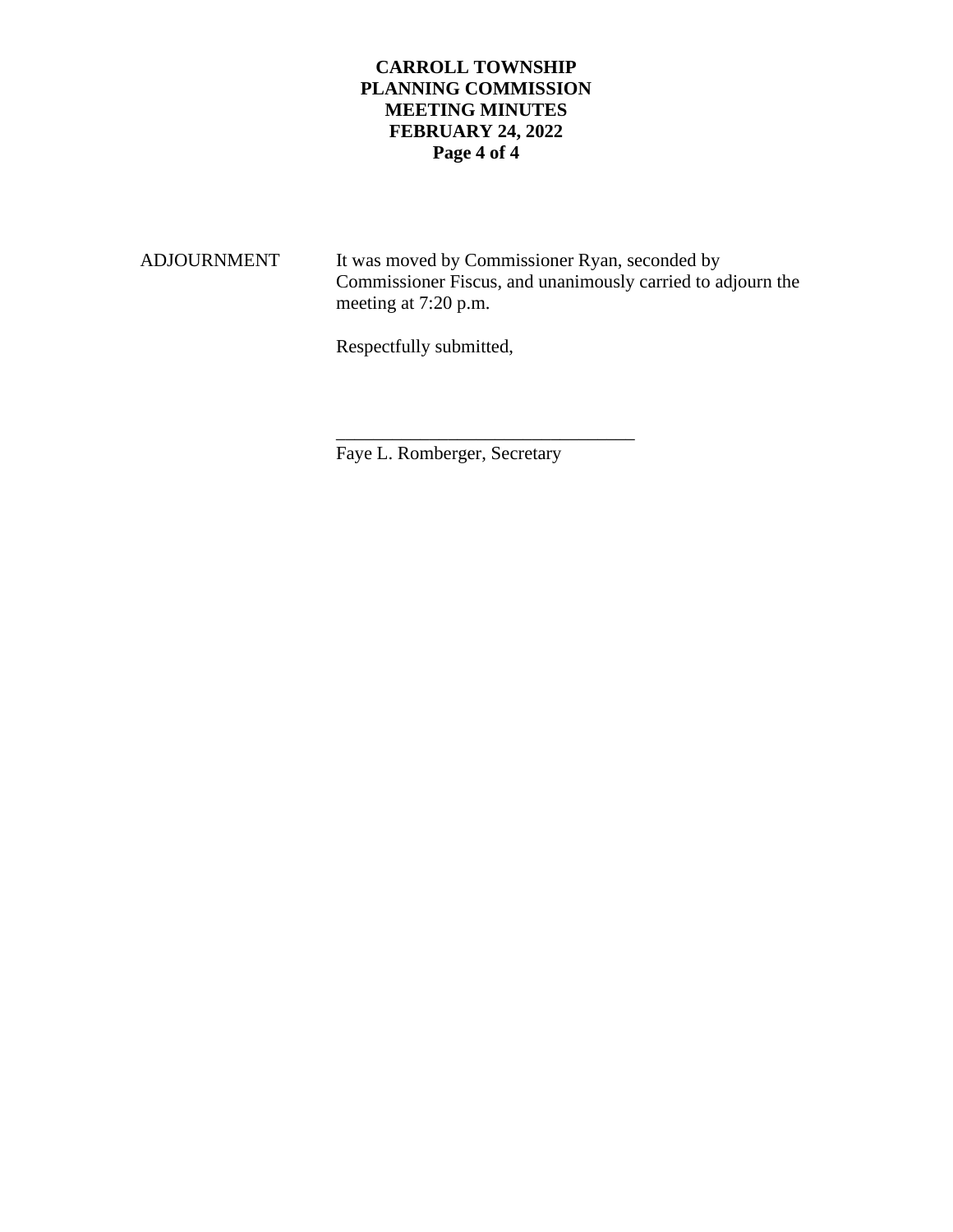ADJOURNMENT It was moved by Commissioner Ryan, seconded by Commissioner Fiscus, and unanimously carried to adjourn the meeting at 7:20 p.m.

Respectfully submitted,

________________________________

Faye L. Romberger, Secretary